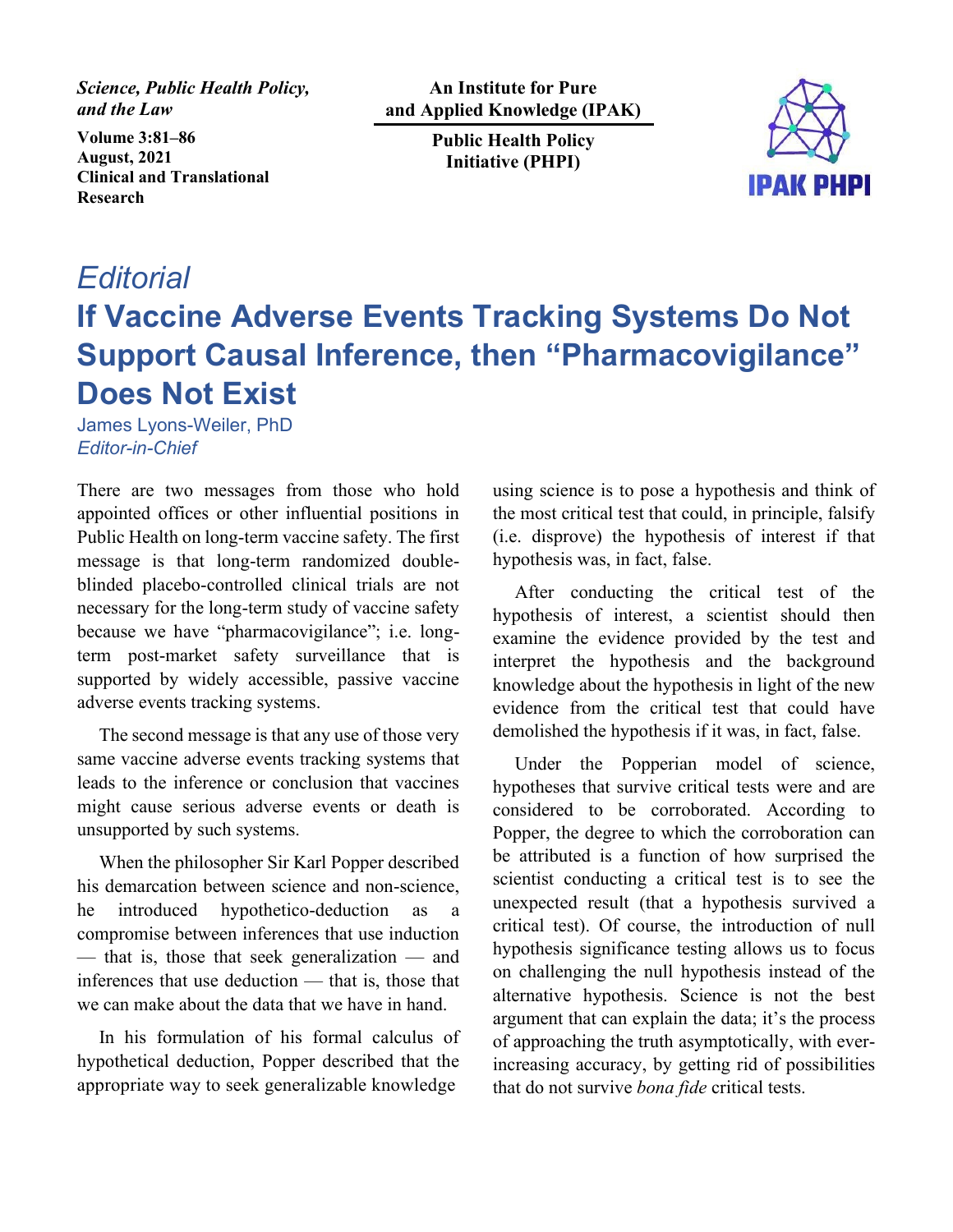*Science, Public Health Policy, and the Law*

**Volume 3:81–86**
**August, 2021**
**Clinical and Translational Research**

**An Institute for Pure and Applied Knowledge (IPAK)**

**Public Health Policy Initiative (PHPI)**

*Editorial*

# If Vaccine Adverse Events Tracking Systems Do Not Support Causal Inference, then "Pharmacovigilance" Does Not Exist

James Lyons-Weiler, PhD
*Editor-in-Chief*

There are two messages from those who hold appointed offices or other influential positions in Public Health on long-term vaccine safety. The first message is that long-term randomized double-blinded placebo-controlled clinical trials are not necessary for the long-term study of vaccine safety because we have "pharmacovigilance"; i.e. long-term post-market safety surveillance that is supported by widely accessible, passive vaccine adverse events tracking systems.

The second message is that any use of those very same vaccine adverse events tracking systems that leads to the inference or conclusion that vaccines might cause serious adverse events or death is unsupported by such systems.

When the philosopher Sir Karl Popper described his demarcation between science and non-science, he introduced hypothetico-deduction as a compromise between inferences that use induction — that is, those that seek generalization — and inferences that use deduction — that is, those that we can make about the data that we have in hand.

In his formulation of his formal calculus of hypothetical deduction, Popper described that the appropriate way to seek generalizable knowledge using science is to pose a hypothesis and think of the most critical test that could, in principle, falsify (i.e. disprove) the hypothesis of interest if that hypothesis was, in fact, false.

After conducting the critical test of the hypothesis of interest, a scientist should then examine the evidence provided by the test and interpret the hypothesis and the background knowledge about the hypothesis in light of the new evidence from the critical test that could have demolished the hypothesis if it was, in fact, false.

Under the Popperian model of science, hypotheses that survive critical tests were and are considered to be corroborated. According to Popper, the degree to which the corroboration can be attributed is a function of how surprised the scientist conducting a critical test is to see the unexpected result (that a hypothesis survived a critical test). Of course, the introduction of null hypothesis significance testing allows us to focus on challenging the null hypothesis instead of the alternative hypothesis. Science is not the best argument that can explain the data; it's the process of approaching the truth asymptotically, with ever-increasing accuracy, by getting rid of possibilities that do not survive *bona fide* critical tests.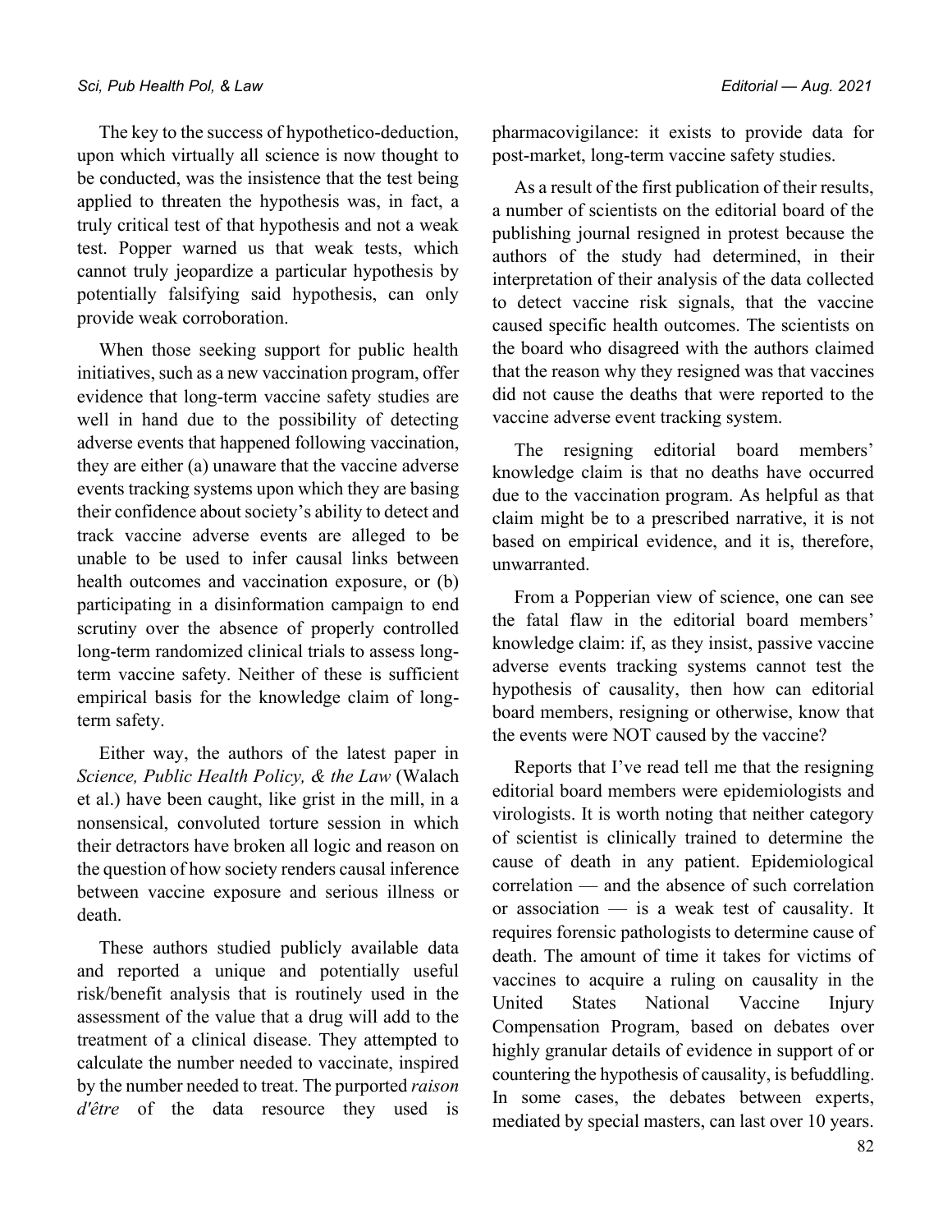The key to the success of hypothetico-deduction, upon which virtually all science is now thought to be conducted, was the insistence that the test being applied to threaten the hypothesis was, in fact, a truly critical test of that hypothesis and not a weak test. Popper warned us that weak tests, which cannot truly jeopardize a particular hypothesis by potentially falsifying said hypothesis, can only provide weak corroboration.

When those seeking support for public health initiatives, such as a new vaccination program, offer evidence that long-term vaccine safety studies are well in hand due to the possibility of detecting adverse events that happened following vaccination, they are either (a) unaware that the vaccine adverse events tracking systems upon which they are basing their confidence about society's ability to detect and track vaccine adverse events are alleged to be unable to be used to infer causal links between health outcomes and vaccination exposure, or (b) participating in a disinformation campaign to end scrutiny over the absence of properly controlled long-term randomized clinical trials to assess long-term vaccine safety. Neither of these is sufficient empirical basis for the knowledge claim of long-term safety.

Either way, the authors of the latest paper in *Science, Public Health Policy, & the Law* (Walach et al.) have been caught, like grist in the mill, in a nonsensical, convoluted torture session in which their detractors have broken all logic and reason on the question of how society renders causal inference between vaccine exposure and serious illness or death.

These authors studied publicly available data and reported a unique and potentially useful risk/benefit analysis that is routinely used in the assessment of the value that a drug will add to the treatment of a clinical disease. They attempted to calculate the number needed to vaccinate, inspired by the number needed to treat. The purported *raison d'être* of the data resource they used is pharmacovigilance: it exists to provide data for post-market, long-term vaccine safety studies.

As a result of the first publication of their results, a number of scientists on the editorial board of the publishing journal resigned in protest because the authors of the study had determined, in their interpretation of their analysis of the data collected to detect vaccine risk signals, that the vaccine caused specific health outcomes. The scientists on the board who disagreed with the authors claimed that the reason why they resigned was that vaccines did not cause the deaths that were reported to the vaccine adverse event tracking system.

The resigning editorial board members' knowledge claim is that no deaths have occurred due to the vaccination program. As helpful as that claim might be to a prescribed narrative, it is not based on empirical evidence, and it is, therefore, unwarranted.

From a Popperian view of science, one can see the fatal flaw in the editorial board members' knowledge claim: if, as they insist, passive vaccine adverse events tracking systems cannot test the hypothesis of causality, then how can editorial board members, resigning or otherwise, know that the events were NOT caused by the vaccine?

Reports that I've read tell me that the resigning editorial board members were epidemiologists and virologists. It is worth noting that neither category of scientist is clinically trained to determine the cause of death in any patient. Epidemiological correlation — and the absence of such correlation or association — is a weak test of causality. It requires forensic pathologists to determine cause of death. The amount of time it takes for victims of vaccines to acquire a ruling on causality in the United States National Vaccine Injury Compensation Program, based on debates over highly granular details of evidence in support of or countering the hypothesis of causality, is befuddling. In some cases, the debates between experts, mediated by special masters, can last over 10 years.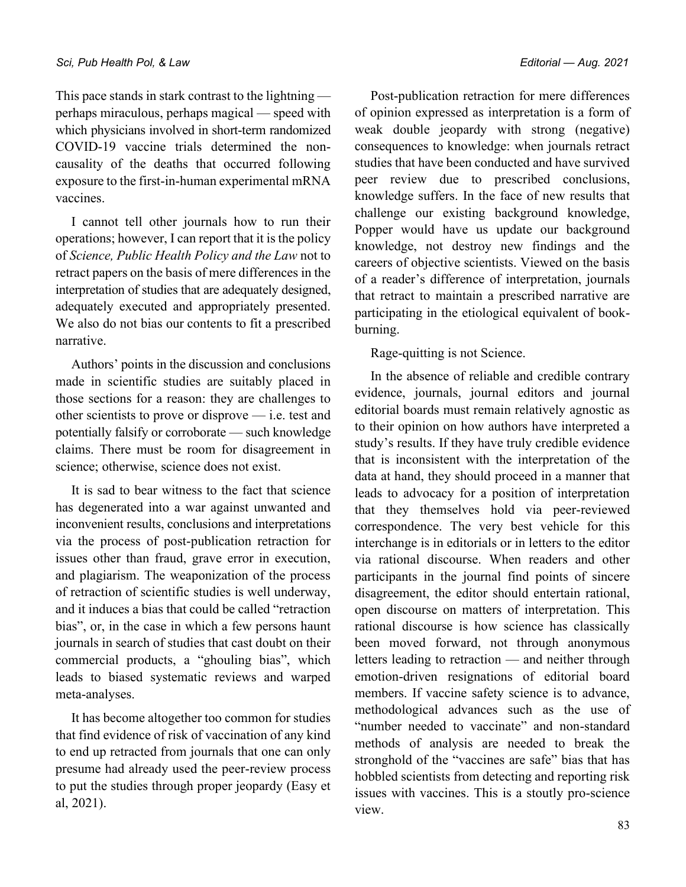This pace stands in stark contrast to the lightning — perhaps miraculous, perhaps magical — speed with which physicians involved in short-term randomized COVID-19 vaccine trials determined the non-causality of the deaths that occurred following exposure to the first-in-human experimental mRNA vaccines.

I cannot tell other journals how to run their operations; however, I can report that it is the policy of *Science, Public Health Policy and the Law* not to retract papers on the basis of mere differences in the interpretation of studies that are adequately designed, adequately executed and appropriately presented. We also do not bias our contents to fit a prescribed narrative.

Authors' points in the discussion and conclusions made in scientific studies are suitably placed in those sections for a reason: they are challenges to other scientists to prove or disprove — i.e. test and potentially falsify or corroborate — such knowledge claims. There must be room for disagreement in science; otherwise, science does not exist.

It is sad to bear witness to the fact that science has degenerated into a war against unwanted and inconvenient results, conclusions and interpretations via the process of post-publication retraction for issues other than fraud, grave error in execution, and plagiarism. The weaponization of the process of retraction of scientific studies is well underway, and it induces a bias that could be called "retraction bias", or, in the case in which a few persons haunt journals in search of studies that cast doubt on their commercial products, a "ghouling bias", which leads to biased systematic reviews and warped meta-analyses.

It has become altogether too common for studies that find evidence of risk of vaccination of any kind to end up retracted from journals that one can only presume had already used the peer-review process to put the studies through proper jeopardy (Easy et al, 2021).

Post-publication retraction for mere differences of opinion expressed as interpretation is a form of weak double jeopardy with strong (negative) consequences to knowledge: when journals retract studies that have been conducted and have survived peer review due to prescribed conclusions, knowledge suffers. In the face of new results that challenge our existing background knowledge, Popper would have us update our background knowledge, not destroy new findings and the careers of objective scientists. Viewed on the basis of a reader's difference of interpretation, journals that retract to maintain a prescribed narrative are participating in the etiological equivalent of book-burning.

Rage-quitting is not Science.

In the absence of reliable and credible contrary evidence, journals, journal editors and journal editorial boards must remain relatively agnostic as to their opinion on how authors have interpreted a study's results. If they have truly credible evidence that is inconsistent with the interpretation of the data at hand, they should proceed in a manner that leads to advocacy for a position of interpretation that they themselves hold via peer-reviewed correspondence. The very best vehicle for this interchange is in editorials or in letters to the editor via rational discourse. When readers and other participants in the journal find points of sincere disagreement, the editor should entertain rational, open discourse on matters of interpretation. This rational discourse is how science has classically been moved forward, not through anonymous letters leading to retraction — and neither through emotion-driven resignations of editorial board members. If vaccine safety science is to advance, methodological advances such as the use of "number needed to vaccinate" and non-standard methods of analysis are needed to break the stronghold of the "vaccines are safe" bias that has hobbled scientists from detecting and reporting risk issues with vaccines. This is a stoutly pro-science view.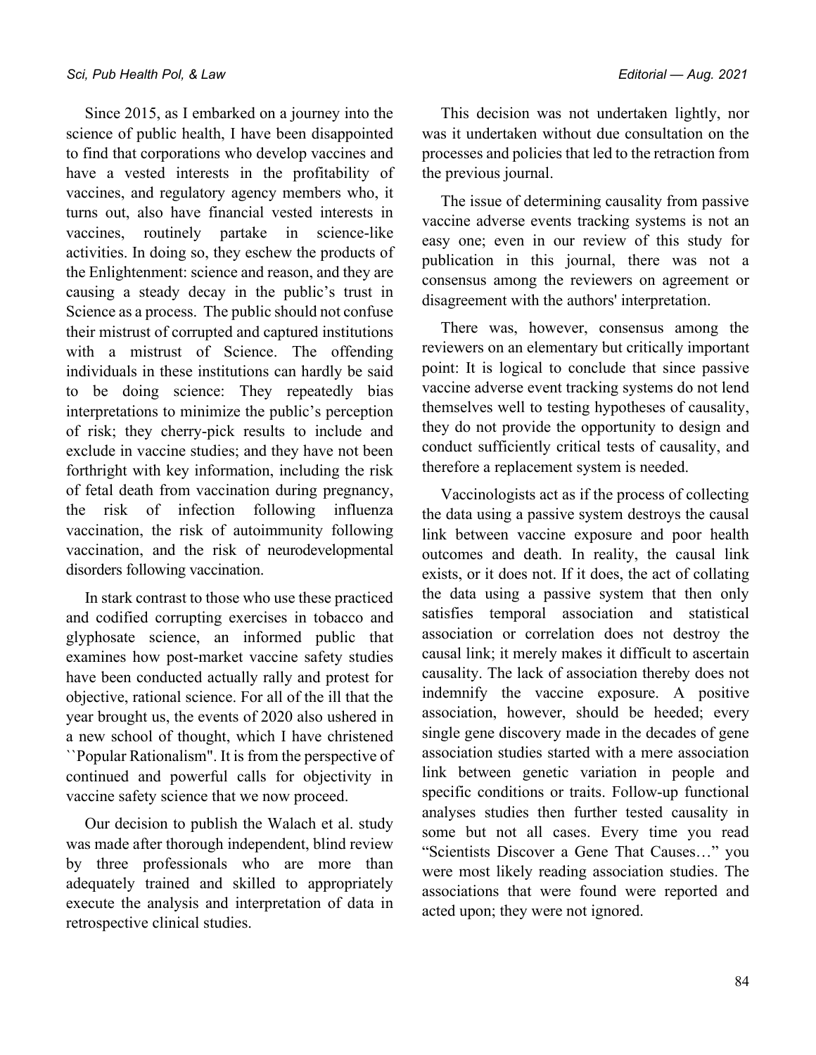Since 2015, as I embarked on a journey into the science of public health, I have been disappointed to find that corporations who develop vaccines and have a vested interests in the profitability of vaccines, and regulatory agency members who, it turns out, also have financial vested interests in vaccines, routinely partake in science-like activities. In doing so, they eschew the products of the Enlightenment: science and reason, and they are causing a steady decay in the public's trust in Science as a process. The public should not confuse their mistrust of corrupted and captured institutions with a mistrust of Science. The offending individuals in these institutions can hardly be said to be doing science: They repeatedly bias interpretations to minimize the public's perception of risk; they cherry-pick results to include and exclude in vaccine studies; and they have not been forthright with key information, including the risk of fetal death from vaccination during pregnancy, the risk of infection following influenza vaccination, the risk of autoimmunity following vaccination, and the risk of neurodevelopmental disorders following vaccination.

In stark contrast to those who use these practiced and codified corrupting exercises in tobacco and glyphosate science, an informed public that examines how post-market vaccine safety studies have been conducted actually rally and protest for objective, rational science. For all of the ill that the year brought us, the events of 2020 also ushered in a new school of thought, which I have christened ``Popular Rationalism". It is from the perspective of continued and powerful calls for objectivity in vaccine safety science that we now proceed.

Our decision to publish the Walach et al. study was made after thorough independent, blind review by three professionals who are more than adequately trained and skilled to appropriately execute the analysis and interpretation of data in retrospective clinical studies.

This decision was not undertaken lightly, nor was it undertaken without due consultation on the processes and policies that led to the retraction from the previous journal.

The issue of determining causality from passive vaccine adverse events tracking systems is not an easy one; even in our review of this study for publication in this journal, there was not a consensus among the reviewers on agreement or disagreement with the authors' interpretation.

There was, however, consensus among the reviewers on an elementary but critically important point: It is logical to conclude that since passive vaccine adverse event tracking systems do not lend themselves well to testing hypotheses of causality, they do not provide the opportunity to design and conduct sufficiently critical tests of causality, and therefore a replacement system is needed.

Vaccinologists act as if the process of collecting the data using a passive system destroys the causal link between vaccine exposure and poor health outcomes and death. In reality, the causal link exists, or it does not. If it does, the act of collating the data using a passive system that then only satisfies temporal association and statistical association or correlation does not destroy the causal link; it merely makes it difficult to ascertain causality. The lack of association thereby does not indemnify the vaccine exposure. A positive association, however, should be heeded; every single gene discovery made in the decades of gene association studies started with a mere association link between genetic variation in people and specific conditions or traits. Follow-up functional analyses studies then further tested causality in some but not all cases. Every time you read "Scientists Discover a Gene That Causes…" you were most likely reading association studies. The associations that were found were reported and acted upon; they were not ignored.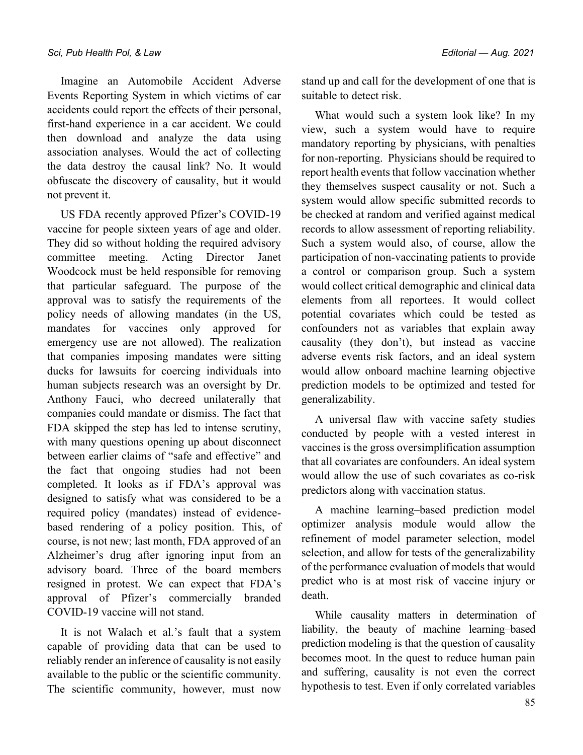Imagine an Automobile Accident Adverse Events Reporting System in which victims of car accidents could report the effects of their personal, first-hand experience in a car accident. We could then download and analyze the data using association analyses. Would the act of collecting the data destroy the causal link? No. It would obfuscate the discovery of causality, but it would not prevent it.

US FDA recently approved Pfizer's COVID-19 vaccine for people sixteen years of age and older. They did so without holding the required advisory committee meeting. Acting Director Janet Woodcock must be held responsible for removing that particular safeguard. The purpose of the approval was to satisfy the requirements of the policy needs of allowing mandates (in the US, mandates for vaccines only approved for emergency use are not allowed). The realization that companies imposing mandates were sitting ducks for lawsuits for coercing individuals into human subjects research was an oversight by Dr. Anthony Fauci, who decreed unilaterally that companies could mandate or dismiss. The fact that FDA skipped the step has led to intense scrutiny, with many questions opening up about disconnect between earlier claims of "safe and effective" and the fact that ongoing studies had not been completed. It looks as if FDA's approval was designed to satisfy what was considered to be a required policy (mandates) instead of evidence-based rendering of a policy position. This, of course, is not new; last month, FDA approved of an Alzheimer's drug after ignoring input from an advisory board. Three of the board members resigned in protest. We can expect that FDA's approval of Pfizer's commercially branded COVID-19 vaccine will not stand.

It is not Walach et al.'s fault that a system capable of providing data that can be used to reliably render an inference of causality is not easily available to the public or the scientific community. The scientific community, however, must now stand up and call for the development of one that is suitable to detect risk.

What would such a system look like? In my view, such a system would have to require mandatory reporting by physicians, with penalties for non-reporting. Physicians should be required to report health events that follow vaccination whether they themselves suspect causality or not. Such a system would allow specific submitted records to be checked at random and verified against medical records to allow assessment of reporting reliability. Such a system would also, of course, allow the participation of non-vaccinating patients to provide a control or comparison group. Such a system would collect critical demographic and clinical data elements from all reportees. It would collect potential covariates which could be tested as confounders not as variables that explain away causality (they don't), but instead as vaccine adverse events risk factors, and an ideal system would allow onboard machine learning objective prediction models to be optimized and tested for generalizability.

A universal flaw with vaccine safety studies conducted by people with a vested interest in vaccines is the gross oversimplification assumption that all covariates are confounders. An ideal system would allow the use of such covariates as co-risk predictors along with vaccination status.

A machine learning–based prediction model optimizer analysis module would allow the refinement of model parameter selection, model selection, and allow for tests of the generalizability of the performance evaluation of models that would predict who is at most risk of vaccine injury or death.

While causality matters in determination of liability, the beauty of machine learning–based prediction modeling is that the question of causality becomes moot. In the quest to reduce human pain and suffering, causality is not even the correct hypothesis to test. Even if only correlated variables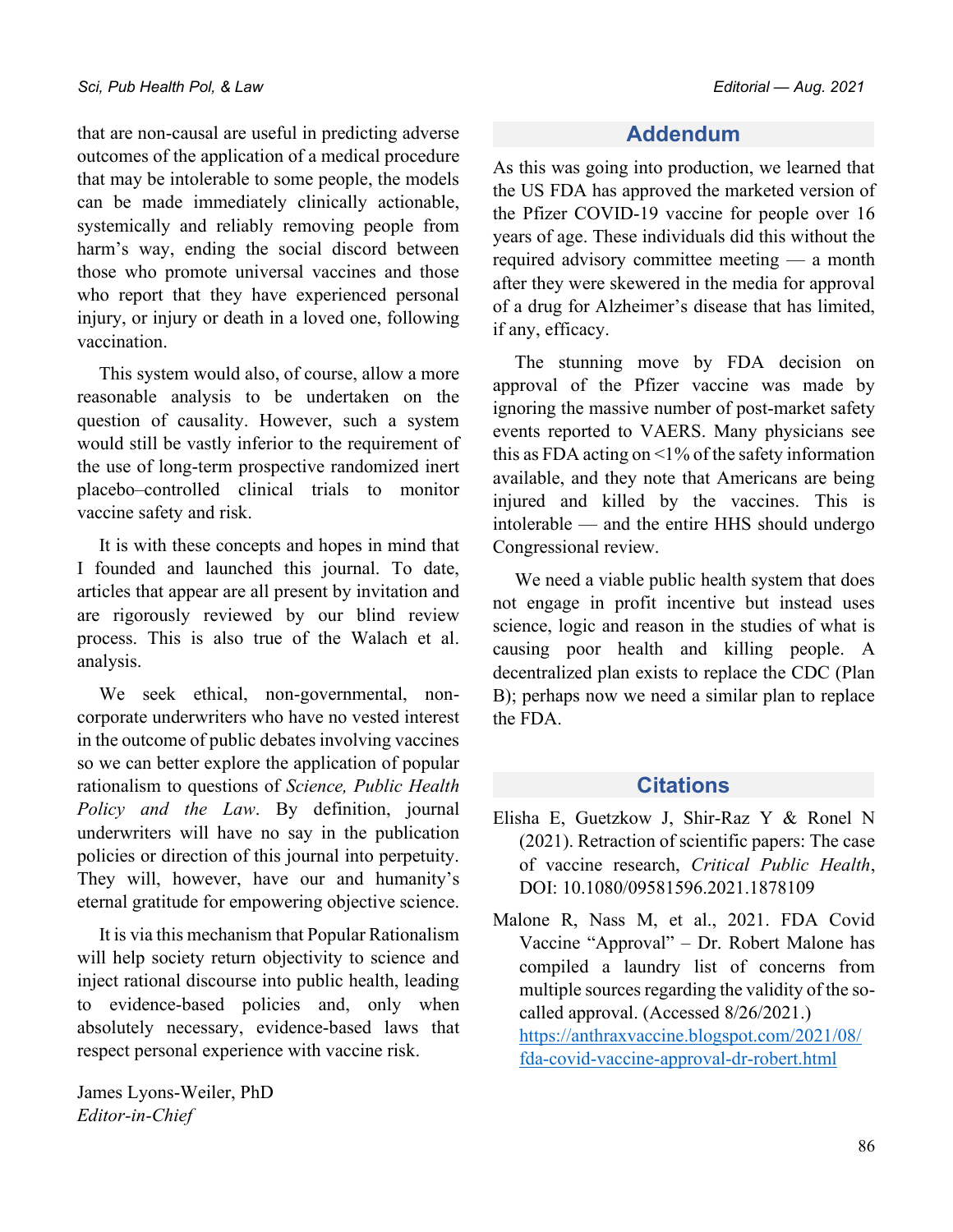that are non-causal are useful in predicting adverse outcomes of the application of a medical procedure that may be intolerable to some people, the models can be made immediately clinically actionable, systemically and reliably removing people from harm's way, ending the social discord between those who promote universal vaccines and those who report that they have experienced personal injury, or injury or death in a loved one, following vaccination.

This system would also, of course, allow a more reasonable analysis to be undertaken on the question of causality. However, such a system would still be vastly inferior to the requirement of the use of long-term prospective randomized inert placebo–controlled clinical trials to monitor vaccine safety and risk.

It is with these concepts and hopes in mind that I founded and launched this journal. To date, articles that appear are all present by invitation and are rigorously reviewed by our blind review process. This is also true of the Walach et al. analysis.

We seek ethical, non-governmental, non-corporate underwriters who have no vested interest in the outcome of public debates involving vaccines so we can better explore the application of popular rationalism to questions of *Science, Public Health Policy and the Law*. By definition, journal underwriters will have no say in the publication policies or direction of this journal into perpetuity. They will, however, have our and humanity's eternal gratitude for empowering objective science.

It is via this mechanism that Popular Rationalism will help society return objectivity to science and inject rational discourse into public health, leading to evidence-based policies and, only when absolutely necessary, evidence-based laws that respect personal experience with vaccine risk.

James Lyons-Weiler, PhD
*Editor-in-Chief*

## Addendum

As this was going into production, we learned that the US FDA has approved the marketed version of the Pfizer COVID-19 vaccine for people over 16 years of age. These individuals did this without the required advisory committee meeting — a month after they were skewered in the media for approval of a drug for Alzheimer's disease that has limited, if any, efficacy.

The stunning move by FDA decision on approval of the Pfizer vaccine was made by ignoring the massive number of post-market safety events reported to VAERS. Many physicians see this as FDA acting on <1% of the safety information available, and they note that Americans are being injured and killed by the vaccines. This is intolerable — and the entire HHS should undergo Congressional review.

We need a viable public health system that does not engage in profit incentive but instead uses science, logic and reason in the studies of what is causing poor health and killing people. A decentralized plan exists to replace the CDC (Plan B); perhaps now we need a similar plan to replace the FDA.

## Citations

Elisha E, Guetzkow J, Shir-Raz Y & Ronel N (2021). Retraction of scientific papers: The case of vaccine research, *Critical Public Health*, DOI: 10.1080/09581596.2021.1878109

Malone R, Nass M, et al., 2021. FDA Covid Vaccine "Approval" – Dr. Robert Malone has compiled a laundry list of concerns from multiple sources regarding the validity of the so-called approval. (Accessed 8/26/2021.) https://anthraxvaccine.blogspot.com/2021/08/fda-covid-vaccine-approval-dr-robert.html